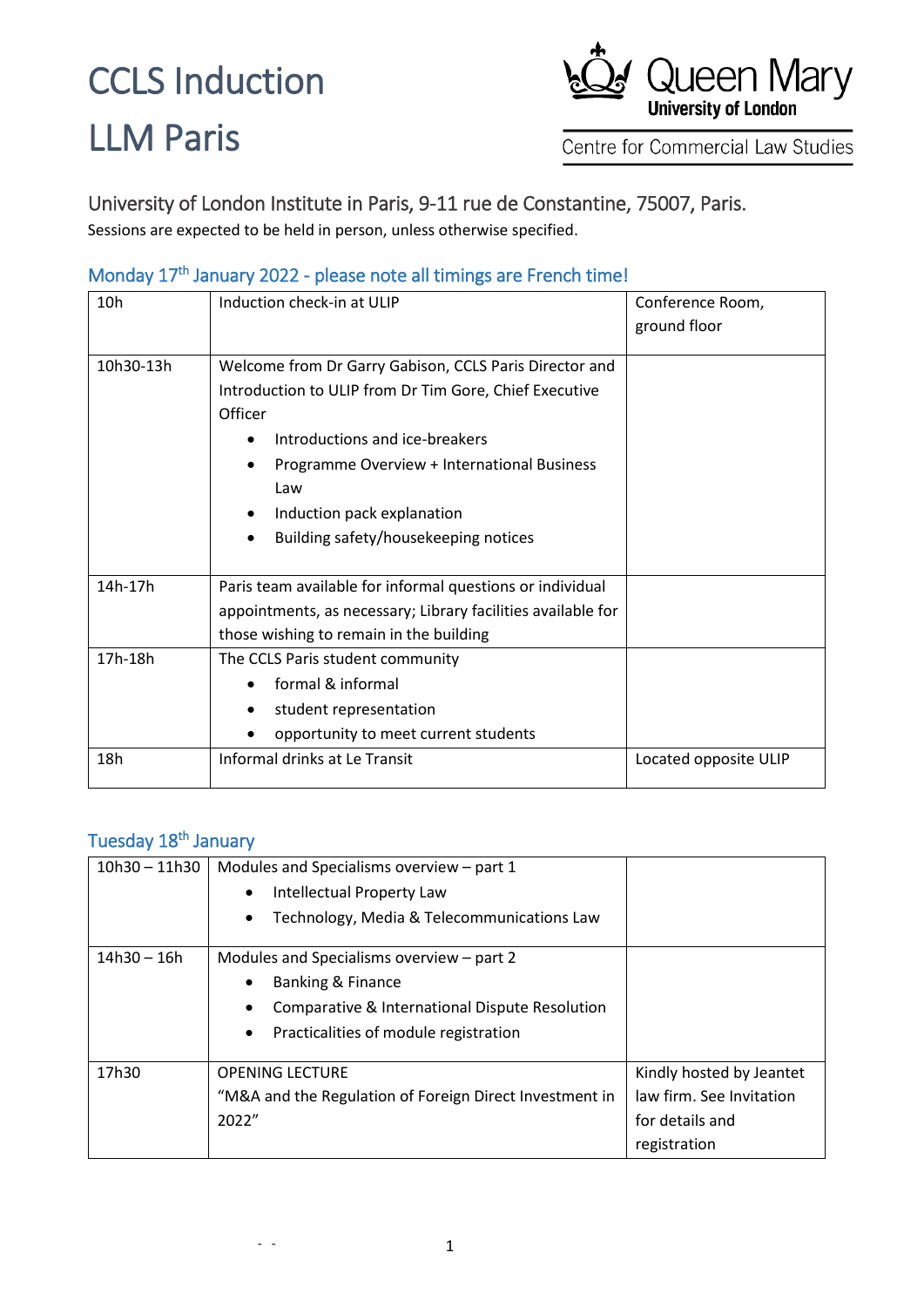# CCLS Induction

# LLM Paris

Queen Mary University of London

Centre for Commercial Law Studies

## University of London Institute in Paris, 9-11 rue de Constantine, 75007, Paris.

Sessions are expected to be held in person, unless otherwise specified.

### Monday 17th January 2022 - please note all timings are French time!

| | | |
|---|---|---|
| 10h | Induction check-in at ULIP | Conference Room, ground floor |
| 10h30-13h | Welcome from Dr Garry Gabison, CCLS Paris Director and Introduction to ULIP from Dr Tim Gore, Chief Executive Officer<br>• Introductions and ice-breakers<br>• Programme Overview + International Business Law<br>• Induction pack explanation<br>• Building safety/housekeeping notices | |
| 14h-17h | Paris team available for informal questions or individual appointments, as necessary; Library facilities available for those wishing to remain in the building | |
| 17h-18h | The CCLS Paris student community<br>• formal & informal<br>• student representation<br>• opportunity to meet current students | |
| 18h | Informal drinks at Le Transit | Located opposite ULIP |

### Tuesday 18th January

| | | |
|---|---|---|
| 10h30 – 11h30 | Modules and Specialisms overview – part 1<br>• Intellectual Property Law<br>• Technology, Media & Telecommunications Law | |
| 14h30 – 16h | Modules and Specialisms overview – part 2<br>• Banking & Finance<br>• Comparative & International Dispute Resolution<br>• Practicalities of module registration | |
| 17h30 | OPENING LECTURE<br>"M&A and the Regulation of Foreign Direct Investment in 2022" | Kindly hosted by Jeantet law firm. See Invitation for details and registration |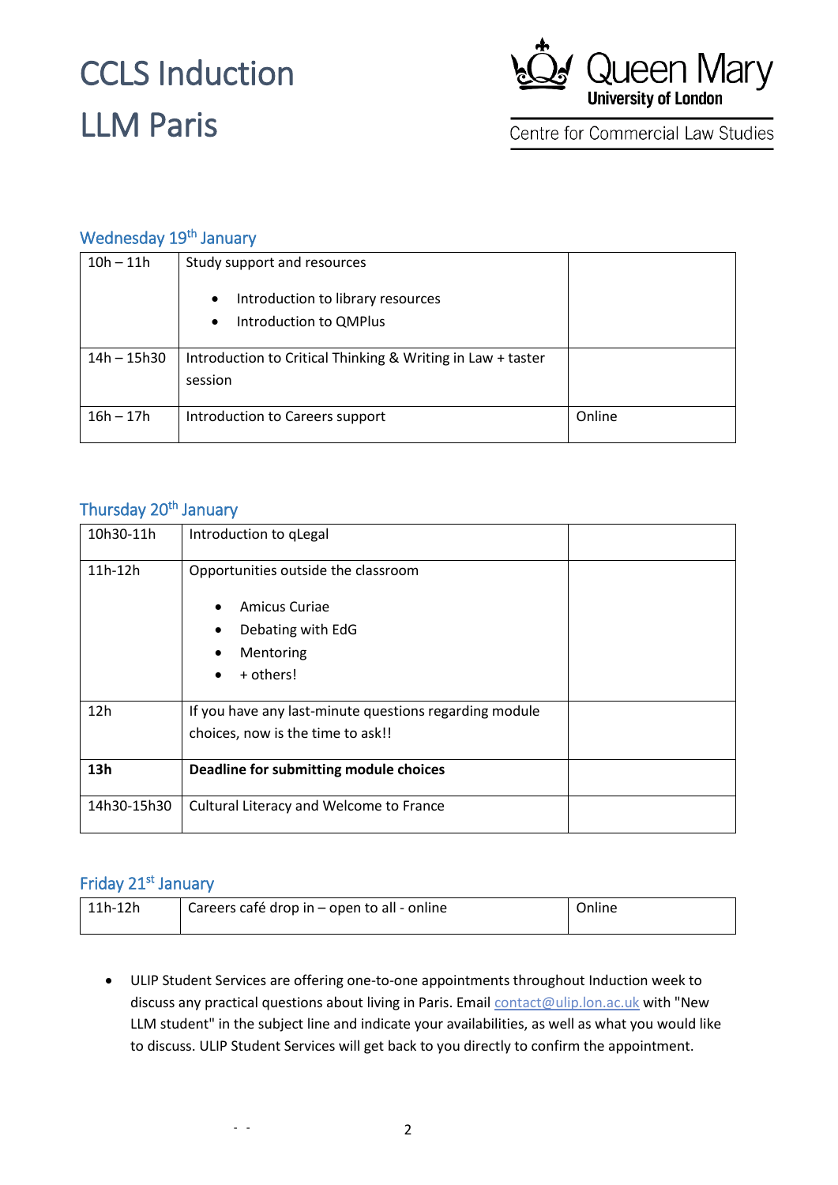# CCLS Induction
# LLM Paris

Queen Mary University of London
Centre for Commercial Law Studies

## Wednesday 19th January

| | | |
|---|---|---|
| 10h – 11h | Study support and resources<br>• Introduction to library resources<br>• Introduction to QMPlus | |
| 14h – 15h30 | Introduction to Critical Thinking & Writing in Law + taster session | |
| 16h – 17h | Introduction to Careers support | Online |

## Thursday 20th January

| | | |
|---|---|---|
| 10h30-11h | Introduction to qLegal | |
| 11h-12h | Opportunities outside the classroom<br>• Amicus Curiae<br>• Debating with EdG<br>• Mentoring<br>• + others! | |
| 12h | If you have any last-minute questions regarding module choices, now is the time to ask!! | |
| **13h** | **Deadline for submitting module choices** | |
| 14h30-15h30 | Cultural Literacy and Welcome to France | |

## Friday 21st January

| | | |
|---|---|---|
| 11h-12h | Careers café drop in – open to all - online | Online |

- ULIP Student Services are offering one-to-one appointments throughout Induction week to discuss any practical questions about living in Paris. Email contact@ulip.lon.ac.uk with "New LLM student" in the subject line and indicate your availabilities, as well as what you would like to discuss. ULIP Student Services will get back to you directly to confirm the appointment.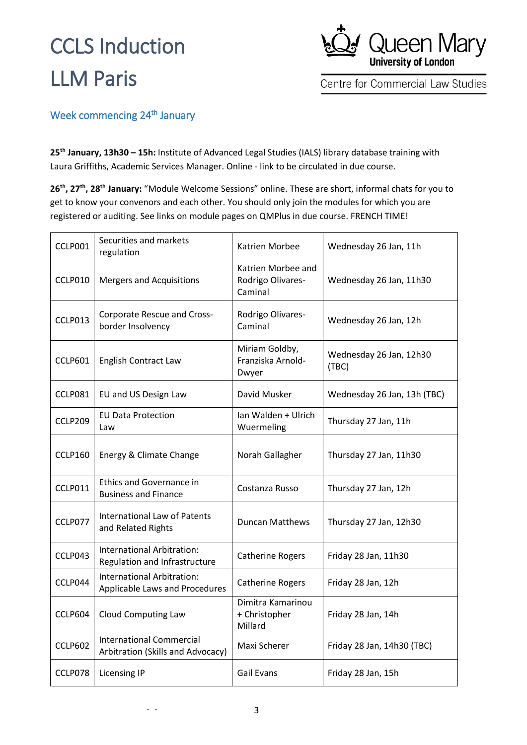# CCLS Induction LLM Paris

Queen Mary University of London

Centre for Commercial Law Studies

## Week commencing 24th January

**25th January, 13h30 – 15h:** Institute of Advanced Legal Studies (IALS) library database training with Laura Griffiths, Academic Services Manager. Online - link to be circulated in due course.

**26th, 27th, 28th January:** "Module Welcome Sessions" online. These are short, informal chats for you to get to know your convenors and each other. You should only join the modules for which you are registered or auditing. See links on module pages on QMPlus in due course. FRENCH TIME!

| | | | |
|---|---|---|---|
| CCLP001 | Securities and markets regulation | Katrien Morbee | Wednesday 26 Jan, 11h |
| CCLP010 | Mergers and Acquisitions | Katrien Morbee and Rodrigo Olivares-Caminal | Wednesday 26 Jan, 11h30 |
| CCLP013 | Corporate Rescue and Cross-border Insolvency | Rodrigo Olivares-Caminal | Wednesday 26 Jan, 12h |
| CCLP601 | English Contract Law | Miriam Goldby, Franziska Arnold-Dwyer | Wednesday 26 Jan, 12h30 (TBC) |
| CCLP081 | EU and US Design Law | David Musker | Wednesday 26 Jan, 13h (TBC) |
| CCLP209 | EU Data Protection Law | Ian Walden + Ulrich Wuermeling | Thursday 27 Jan, 11h |
| CCLP160 | Energy & Climate Change | Norah Gallagher | Thursday 27 Jan, 11h30 |
| CCLP011 | Ethics and Governance in Business and Finance | Costanza Russo | Thursday 27 Jan, 12h |
| CCLP077 | International Law of Patents and Related Rights | Duncan Matthews | Thursday 27 Jan, 12h30 |
| CCLP043 | International Arbitration: Regulation and Infrastructure | Catherine Rogers | Friday 28 Jan, 11h30 |
| CCLP044 | International Arbitration: Applicable Laws and Procedures | Catherine Rogers | Friday 28 Jan, 12h |
| CCLP604 | Cloud Computing Law | Dimitra Kamarinou + Christopher Millard | Friday 28 Jan, 14h |
| CCLP602 | International Commercial Arbitration (Skills and Advocacy) | Maxi Scherer | Friday 28 Jan, 14h30 (TBC) |
| CCLP078 | Licensing IP | Gail Evans | Friday 28 Jan, 15h |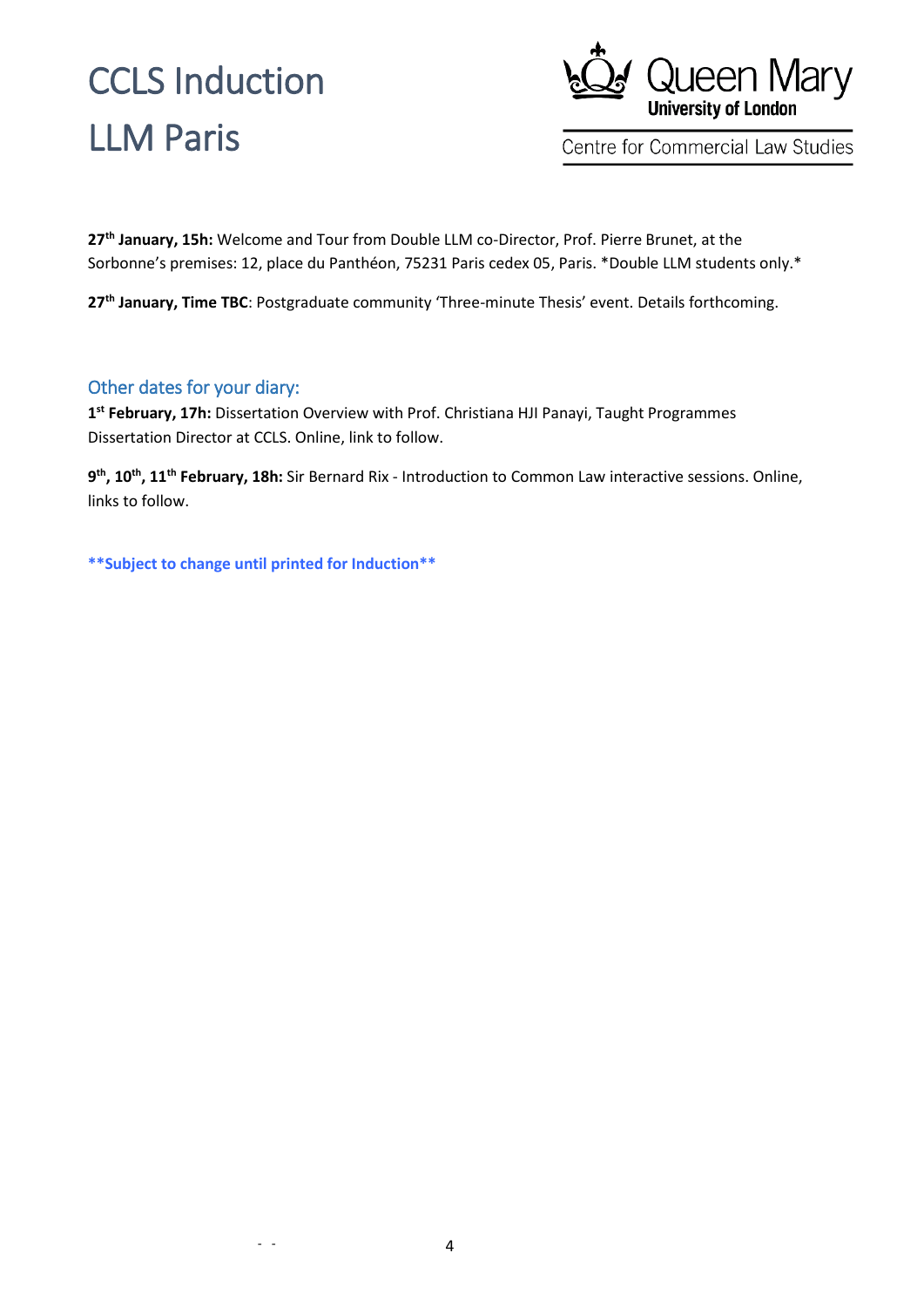# CCLS Induction LLM Paris

Queen Mary University of London

Centre for Commercial Law Studies

**27th January, 15h:** Welcome and Tour from Double LLM co-Director, Prof. Pierre Brunet, at the Sorbonne's premises: 12, place du Panthéon, 75231 Paris cedex 05, Paris. *Double LLM students only.*

**27th January, Time TBC**: Postgraduate community 'Three-minute Thesis' event. Details forthcoming.

## Other dates for your diary:

**1st February, 17h:** Dissertation Overview with Prof. Christiana HJI Panayi, Taught Programmes Dissertation Director at CCLS. Online, link to follow.

**9th, 10th, 11th February, 18h:** Sir Bernard Rix - Introduction to Common Law interactive sessions. Online, links to follow.

****Subject to change until printed for Induction****